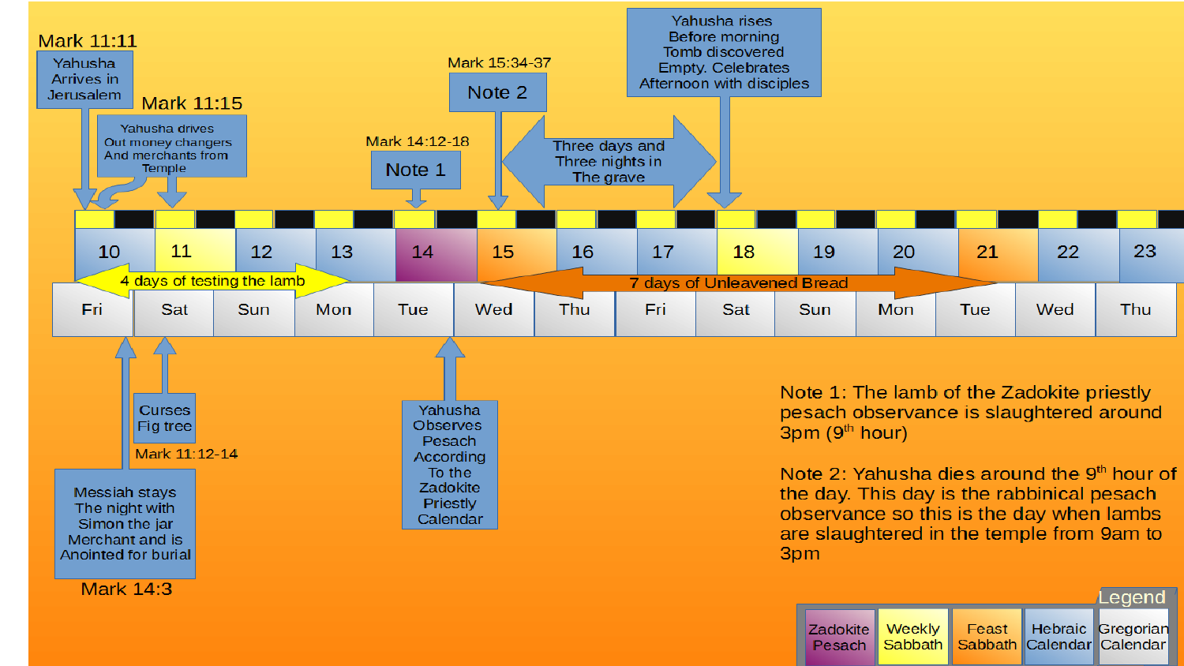Mark 11:11

Yahusha Arrives in Jerusalem

Mark 11:15

Yahusha drives Out money changers And merchants from Temple

Mark 14:12-18

Note 1

Mark 15:34-37

Note 2

Three days and Three nights in The grave

Yahusha rises Before morning Tomb discovered Empty. Celebrates Afternoon with disciples

| 10 | 11 | 12 | 13 | 14 | 15 | 16 | 17 | 18 | 19 | 20 | 21 | 22 | 23 |
|---|---|---|---|---|---|---|---|---|---|---|---|---|---|
| Fri | Sat | Sun | Mon | Tue | Wed | Thu | Fri | Sat | Sun | Mon | Tue | Wed | Thu |

4 days of testing the lamb

7 days of Unleavened Bread

Messiah stays The night with Simon the jar Merchant and is Anointed for burial

Mark 14:3

Curses Fig tree

Mark 11:12-14

Yahusha Observes Pesach According To the Zadokite Priestly Calendar

Note 1: The lamb of the Zadokite priestly pesach observance is slaughtered around 3pm (9th hour)

Note 2: Yahusha dies around the 9th hour of the day. This day is the rabbinical pesach observance so this is the day when lambs are slaughtered in the temple from 9am to 3pm

**Legend**

| Zadokite Pesach | Weekly Sabbath | Feast Sabbath | Hebraic Calendar | Gregorian Calendar |
|---|---|---|---|---|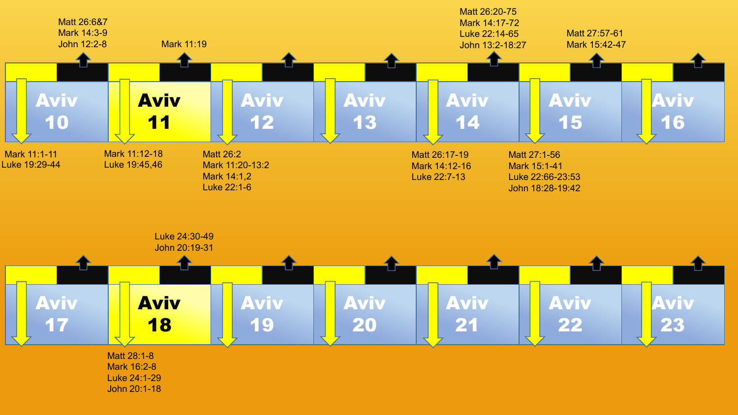| Day | Above (night/black) | Below (day/yellow) |
|---|---|---|
| Aviv 10 | Matt 26:6&7<br>Mark 14:3-9<br>John 12:2-8 | Mark 11:1-11<br>Luke 19:29-44 |
| **Aviv 11** | Mark 11:19 | Mark 11:12-18<br>Luke 19:45,46 |
| Aviv 12 | | Matt 26:2<br>Mark 11:20-13:2<br>Mark 14:1,2<br>Luke 22:1-6 |
| Aviv 13 | | |
| Aviv 14 | Matt 26:20-75<br>Mark 14:17-72<br>Luke 22:14-65<br>John 13:2-18:27 | Matt 26:17-19<br>Mark 14:12-16<br>Luke 22:7-13 |
| Aviv 15 | Matt 27:57-61<br>Mark 15:42-47 | Matt 27:1-56<br>Mark 15:1-41<br>Luke 22:66-23:53<br>John 18:28-19:42 |
| Aviv 16 | | |
| Aviv 17 | | |
| **Aviv 18** | Luke 24:30-49<br>John 20:19-31 | Matt 28:1-8<br>Mark 16:2-8<br>Luke 24:1-29<br>John 20:1-18 |
| Aviv 19 | | |
| Aviv 20 | | |
| Aviv 21 | | |
| Aviv 22 | | |
| Aviv 23 | | |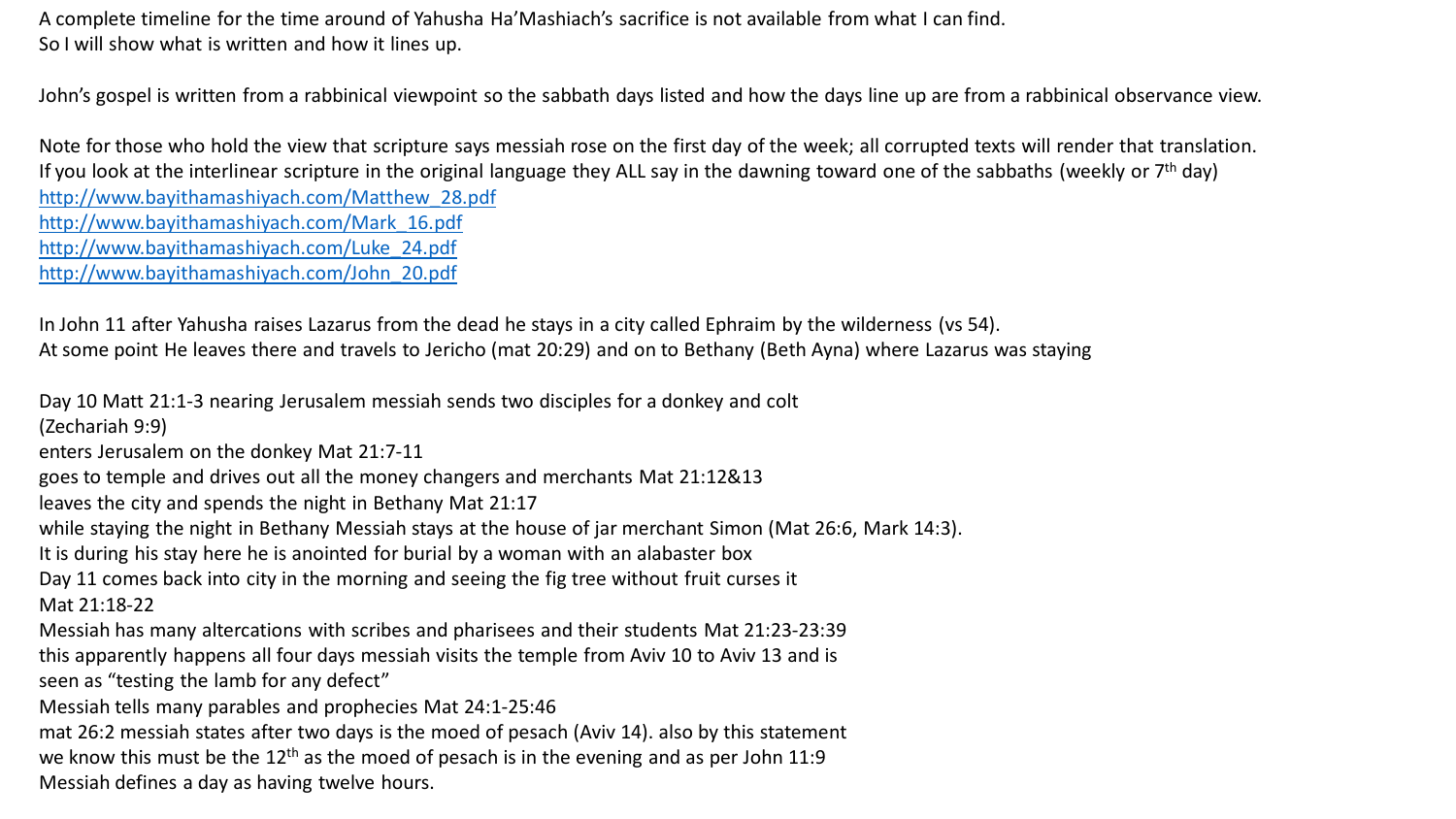A complete timeline for the time around of Yahusha Ha'Mashiach's sacrifice is not available from what I can find.
So I will show what is written and how it lines up.

John's gospel is written from a rabbinical viewpoint so the sabbath days listed and how the days line up are from a rabbinical observance view.

Note for those who hold the view that scripture says messiah rose on the first day of the week; all corrupted texts will render that translation.
If you look at the interlinear scripture in the original language they ALL say in the dawning toward one of the sabbaths (weekly or 7th day)
http://www.bayithamashiyach.com/Matthew_28.pdf
http://www.bayithamashiyach.com/Mark_16.pdf
http://www.bayithamashiyach.com/Luke_24.pdf
http://www.bayithamashiyach.com/John_20.pdf

In John 11 after Yahusha raises Lazarus from the dead he stays in a city called Ephraim by the wilderness (vs 54).
At some point He leaves there and travels to Jericho (mat 20:29) and on to Bethany (Beth Ayna) where Lazarus was staying

Day 10 Matt 21:1-3 nearing Jerusalem messiah sends two disciples for a donkey and colt
(Zechariah 9:9)
enters Jerusalem on the donkey Mat 21:7-11
goes to temple and drives out all the money changers and merchants Mat 21:12&13
leaves the city and spends the night in Bethany Mat 21:17
while staying the night in Bethany Messiah stays at the house of jar merchant Simon (Mat 26:6, Mark 14:3).
It is during his stay here he is anointed for burial by a woman with an alabaster box
Day 11 comes back into city in the morning and seeing the fig tree without fruit curses it
Mat 21:18-22
Messiah has many altercations with scribes and pharisees and their students Mat 21:23-23:39
this apparently happens all four days messiah visits the temple from Aviv 10 to Aviv 13 and is
seen as "testing the lamb for any defect"
Messiah tells many parables and prophecies Mat 24:1-25:46
mat 26:2 messiah states after two days is the moed of pesach (Aviv 14). also by this statement
we know this must be the 12th as the moed of pesach is in the evening and as per John 11:9
Messiah defines a day as having twelve hours.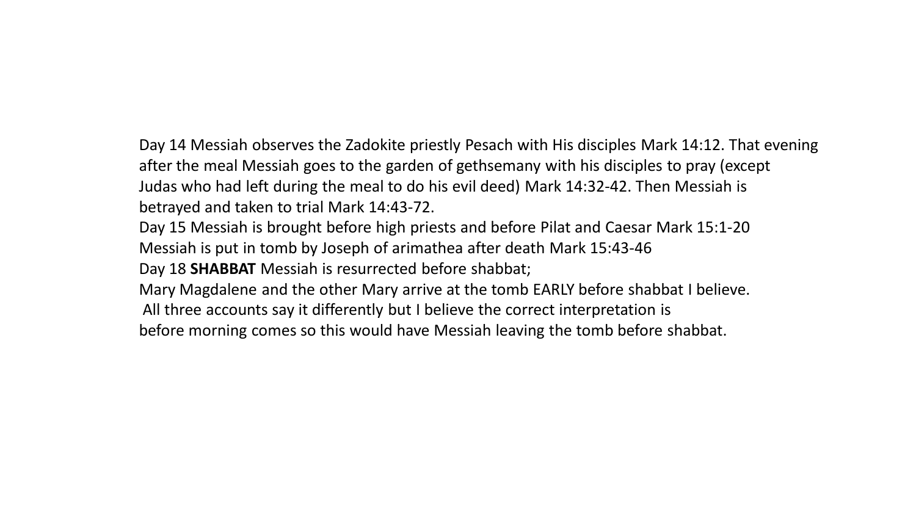Day 14 Messiah observes the Zadokite priestly Pesach with His disciples Mark 14:12. That evening after the meal Messiah goes to the garden of gethsemany with his disciples to pray (except Judas who had left during the meal to do his evil deed) Mark 14:32-42. Then Messiah is betrayed and taken to trial Mark 14:43-72.

Day 15 Messiah is brought before high priests and before Pilat and Caesar Mark 15:1-20

Messiah is put in tomb by Joseph of arimathea after death Mark 15:43-46

Day 18 **SHABBAT** Messiah is resurrected before shabbat;

Mary Magdalene and the other Mary arrive at the tomb EARLY before shabbat I believe.

All three accounts say it differently but I believe the correct interpretation is before morning comes so this would have Messiah leaving the tomb before shabbat.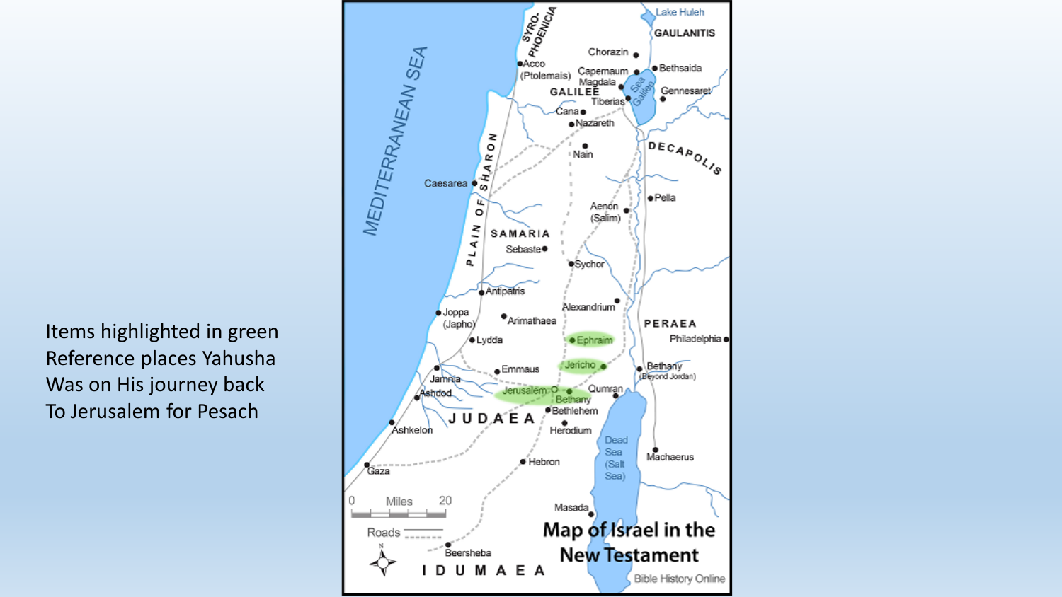Items highlighted in green Reference places Yahusha Was on His journey back To Jerusalem for Pesach

**Map of Israel in the New Testament**

Bible History Online

MEDITERRANEAN SEA, SYRO-PHOENICIA, Lake Huleh, GAULANITIS, Chorazin, Acco (Ptolemais), Capernaum, Bethsaida, Magdala, GALILEE, Sea of Galilee, Gennesaret, Tiberias, Cana, Nazareth, Nain, DECAPOLIS, PLAIN OF SHARON, Caesarea, Pella, Aenon (Salim), SAMARIA, Sebaste, Sychor, Antipatris, Alexandrium, PERAEA, Joppa (Japho), Arimathaea, Philadelphia, Lydda, Ephraim, Jericho, Bethany (Beyond Jordan), Emmaus, Jamnia, Jerusalem, Bethany, Qumran, Ashdod, Bethlehem, JUDAEA, Herodium, Ashkelon, Dead Sea (Salt Sea), Machaerus, Gaza, Hebron, Masada, Beersheba, IDUMAEA

0 Miles 20

Roads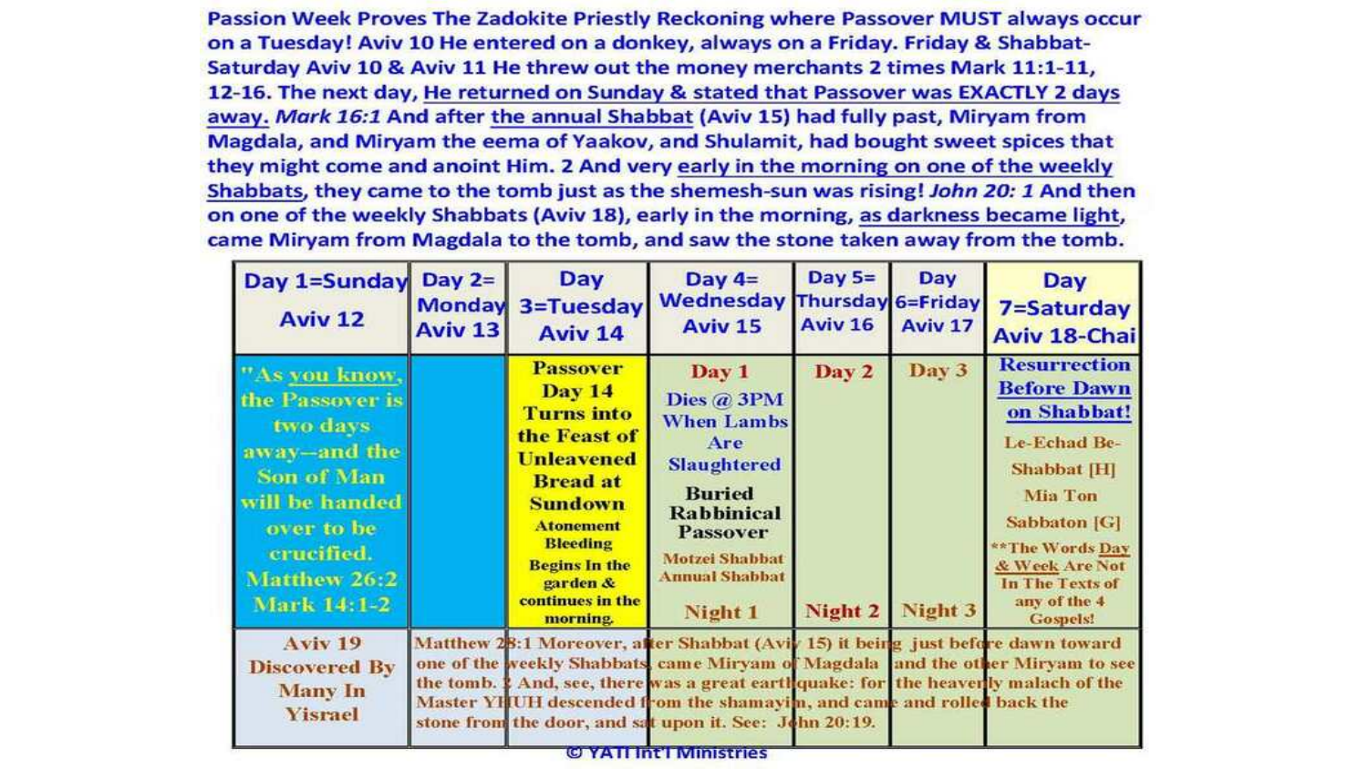**Passion Week Proves The Zadokite Priestly Reckoning where Passover MUST always occur on a Tuesday! Aviv 10 He entered on a donkey, always on a Friday. Friday & Shabbat-Saturday Aviv 10 & Aviv 11 He threw out the money merchants 2 times Mark 11:1-11, 12-16. The next day, He returned on Sunday & stated that Passover was EXACTLY 2 days away. *Mark 16:1* And after the annual Shabbat (Aviv 15) had fully past, Miryam from Magdala, and Miryam the eema of Yaakov, and Shulamit, had bought sweet spices that they might come and anoint Him. 2 And very early in the morning on one of the weekly Shabbats, they came to the tomb just as the shemesh-sun was rising! *John 20: 1* And then on one of the weekly Shabbats (Aviv 18), early in the morning, as darkness became light, came Miryam from Magdala to the tomb, and saw the stone taken away from the tomb.**

| Day 1=Sunday Aviv 12 | Day 2= Monday Aviv 13 | Day 3=Tuesday Aviv 14 | Day 4= Wednesday Aviv 15 | Day 5= Thursday Aviv 16 | Day 6=Friday Aviv 17 | Day 7=Saturday Aviv 18-Chai |
|---|---|---|---|---|---|---|
| "As you know, the Passover is two days away--and the Son of Man will be handed over to be crucified. Matthew 26:2 Mark 14:1-2 | | Passover Day 14 Turns into the Feast of Unleavened Bread at Sundown Atonement Bleeding Begins In the garden & continues in the morning. | Day 1 Dies @ 3PM When Lambs Are Slaughtered Buried Rabbinical Passover Motzei Shabbat Annual Shabbat Night 1 | Day 2 Night 2 | Day 3 Night 3 | Resurrection Before Dawn on Shabbat! Le-Echad Be-Shabbat [H] Mia Ton Sabbaton [G] **The Words Day & Week Are Not In The Texts of any of the 4 Gospels! |
| Aviv 19 Discovered By Many In Yisrael | Matthew 28:1 Moreover, after Shabbat (Aviv 15) it being just before dawn toward one of the weekly Shabbats, came Miryam of Magdala and the other Miryam to see the tomb. 2 And, see, there was a great earthquake: for the heavenly malach of the Master YHUH descended from the shamayim, and came and rolled back the stone from the door, and sat upon it. See: John 20:19. | | | | | |

© YATI Int'l Ministries